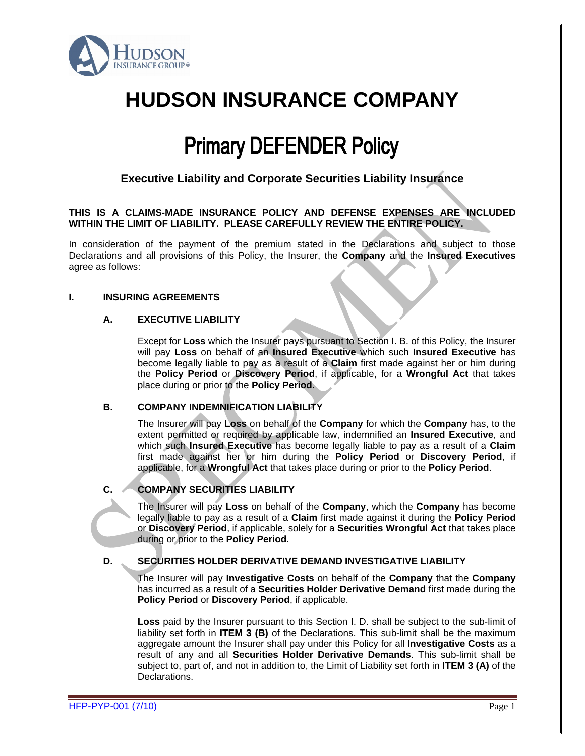HUDSON INSURANCE GROUP

# HUDSON INSURANCE COMPANY

# Primary DEFENDER Policy

## Executive Liability and Corporate Securities Liability Insurance

**THIS IS A CLAIMS-MADE INSURANCE POLICY AND DEFENSE EXPENSES ARE INCLUDED WITHIN THE LIMIT OF LIABILITY. PLEASE CAREFULLY REVIEW THE ENTIRE POLICY.**

In consideration of the payment of the premium stated in the Declarations and subject to those Declarations and all provisions of this Policy, the Insurer, the **Company** and the **Insured Executives** agree as follows:

### I. INSURING AGREEMENTS

#### A. EXECUTIVE LIABILITY

Except for **Loss** which the Insurer pays pursuant to Section I. B. of this Policy, the Insurer will pay **Loss** on behalf of an **Insured Executive** which such **Insured Executive** has become legally liable to pay as a result of a **Claim** first made against her or him during the **Policy Period** or **Discovery Period**, if applicable, for a **Wrongful Act** that takes place during or prior to the **Policy Period**.

#### B. COMPANY INDEMNIFICATION LIABILITY

The Insurer will pay **Loss** on behalf of the **Company** for which the **Company** has, to the extent permitted or required by applicable law, indemnified an **Insured Executive**, and which such **Insured Executive** has become legally liable to pay as a result of a **Claim** first made against her or him during the **Policy Period** or **Discovery Period**, if applicable, for a **Wrongful Act** that takes place during or prior to the **Policy Period**.

#### C. COMPANY SECURITIES LIABILITY

The Insurer will pay **Loss** on behalf of the **Company**, which the **Company** has become legally liable to pay as a result of a **Claim** first made against it during the **Policy Period** or **Discovery Period**, if applicable, solely for a **Securities Wrongful Act** that takes place during or prior to the **Policy Period**.

#### D. SECURITIES HOLDER DERIVATIVE DEMAND INVESTIGATIVE LIABILITY

The Insurer will pay **Investigative Costs** on behalf of the **Company** that the **Company** has incurred as a result of a **Securities Holder Derivative Demand** first made during the **Policy Period** or **Discovery Period**, if applicable.

**Loss** paid by the Insurer pursuant to this Section I. D. shall be subject to the sub-limit of liability set forth in **ITEM 3 (B)** of the Declarations. This sub-limit shall be the maximum aggregate amount the Insurer shall pay under this Policy for all **Investigative Costs** as a result of any and all **Securities Holder Derivative Demands**. This sub-limit shall be subject to, part of, and not in addition to, the Limit of Liability set forth in **ITEM 3 (A)** of the Declarations.

HFP-PYP-001 (7/10)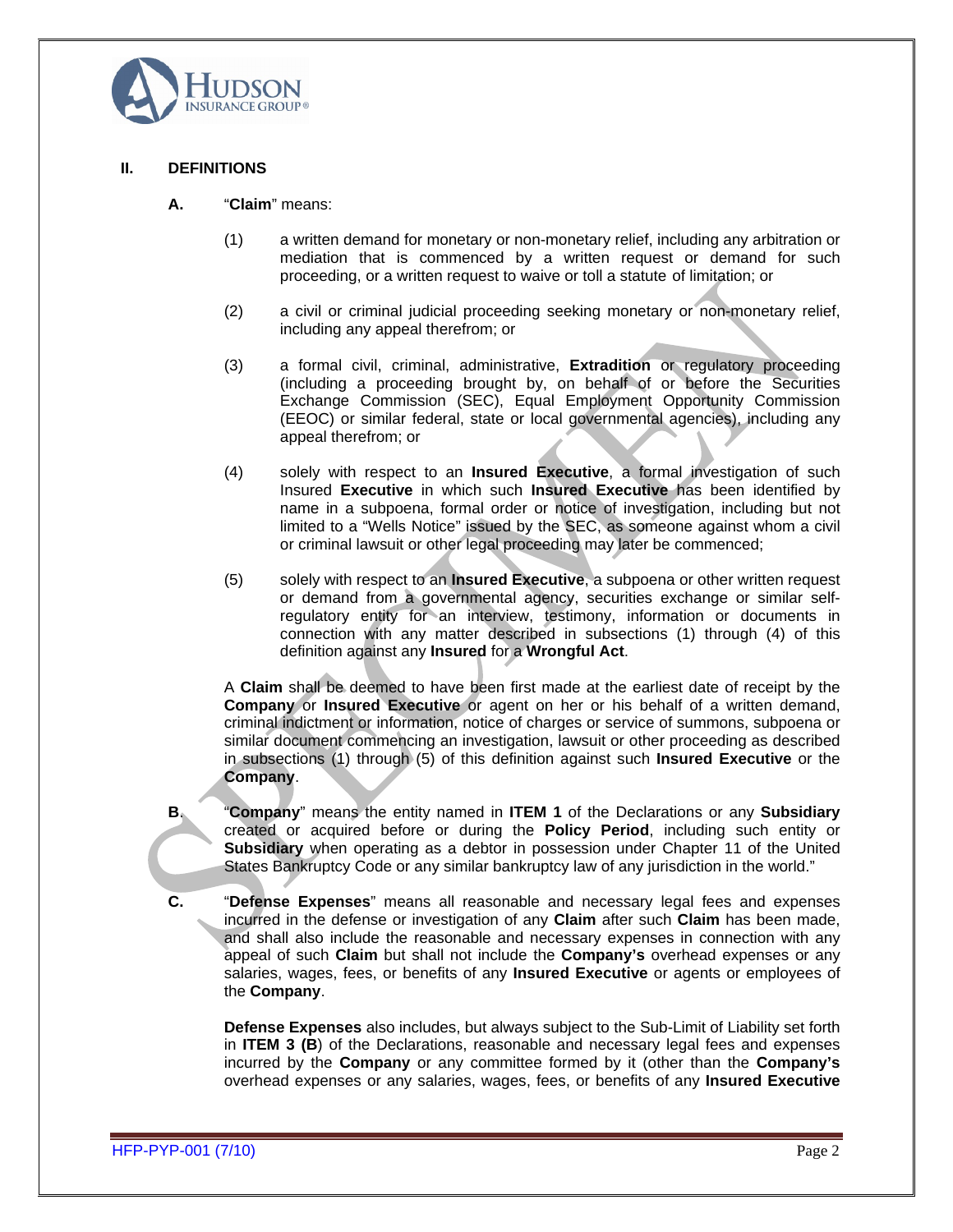## II. DEFINITIONS

**A.** "**Claim**" means:

(1) a written demand for monetary or non-monetary relief, including any arbitration or mediation that is commenced by a written request or demand for such proceeding, or a written request to waive or toll a statute of limitation; or

(2) a civil or criminal judicial proceeding seeking monetary or non-monetary relief, including any appeal therefrom; or

(3) a formal civil, criminal, administrative, **Extradition** or regulatory proceeding (including a proceeding brought by, on behalf of or before the Securities Exchange Commission (SEC), Equal Employment Opportunity Commission (EEOC) or similar federal, state or local governmental agencies), including any appeal therefrom; or

(4) solely with respect to an **Insured Executive**, a formal investigation of such Insured **Executive** in which such **Insured Executive** has been identified by name in a subpoena, formal order or notice of investigation, including but not limited to a "Wells Notice" issued by the SEC, as someone against whom a civil or criminal lawsuit or other legal proceeding may later be commenced;

(5) solely with respect to an **Insured Executive**, a subpoena or other written request or demand from a governmental agency, securities exchange or similar self-regulatory entity for an interview, testimony, information or documents in connection with any matter described in subsections (1) through (4) of this definition against any **Insured** for a **Wrongful Act**.

A **Claim** shall be deemed to have been first made at the earliest date of receipt by the **Company** or **Insured Executive** or agent on her or his behalf of a written demand, criminal indictment or information, notice of charges or service of summons, subpoena or similar document commencing an investigation, lawsuit or other proceeding as described in subsections (1) through (5) of this definition against such **Insured Executive** or the **Company**.

**B.** "**Company**" means the entity named in **ITEM 1** of the Declarations or any **Subsidiary** created or acquired before or during the **Policy Period**, including such entity or **Subsidiary** when operating as a debtor in possession under Chapter 11 of the United States Bankruptcy Code or any similar bankruptcy law of any jurisdiction in the world."

**C.** "**Defense Expenses**" means all reasonable and necessary legal fees and expenses incurred in the defense or investigation of any **Claim** after such **Claim** has been made, and shall also include the reasonable and necessary expenses in connection with any appeal of such **Claim** but shall not include the **Company's** overhead expenses or any salaries, wages, fees, or benefits of any **Insured Executive** or agents or employees of the **Company**.

**Defense Expenses** also includes, but always subject to the Sub-Limit of Liability set forth in **ITEM 3 (B**) of the Declarations, reasonable and necessary legal fees and expenses incurred by the **Company** or any committee formed by it (other than the **Company's** overhead expenses or any salaries, wages, fees, or benefits of any **Insured Executive**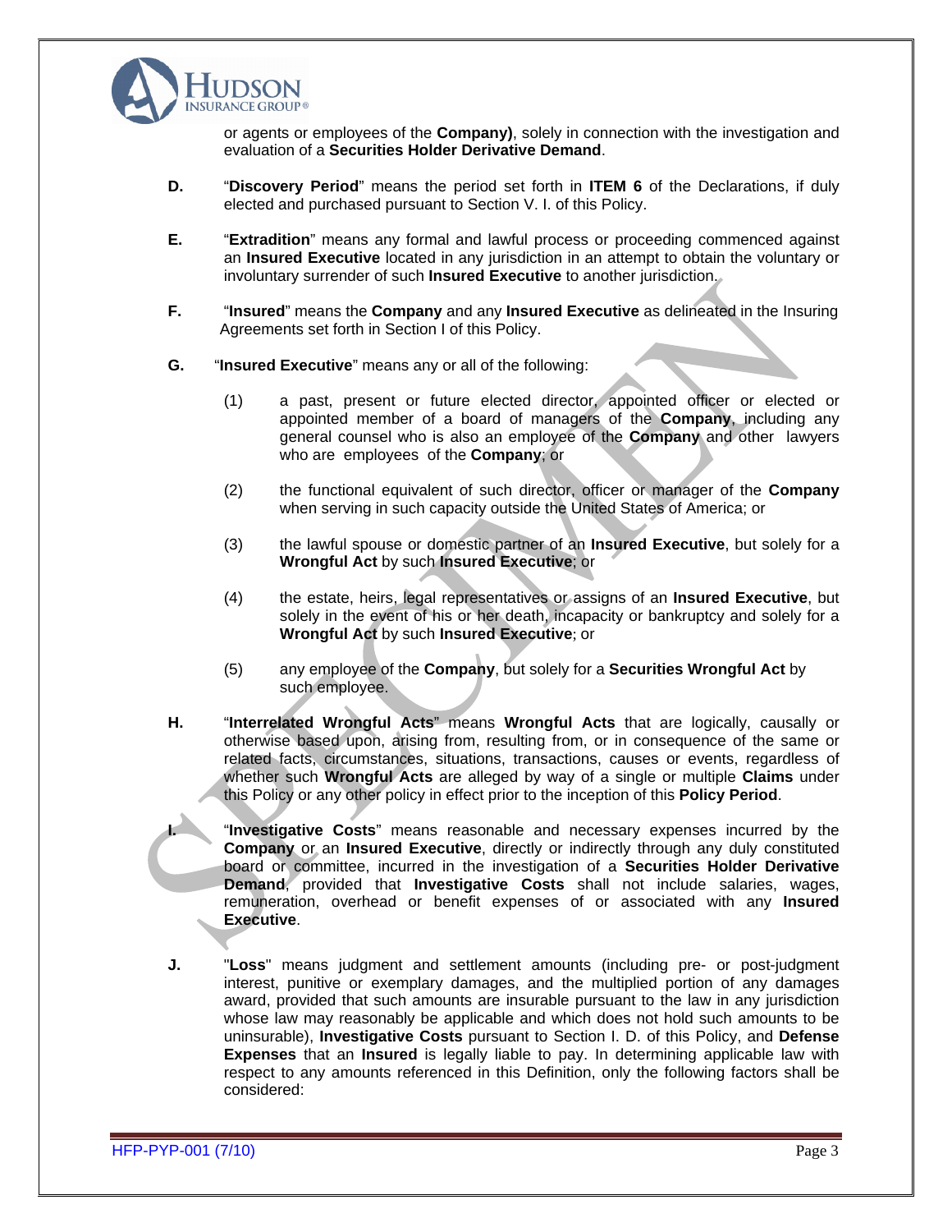or agents or employees of the **Company)**, solely in connection with the investigation and evaluation of a **Securities Holder Derivative Demand**.

**D.** "**Discovery Period**" means the period set forth in **ITEM 6** of the Declarations, if duly elected and purchased pursuant to Section V. I. of this Policy.

**E.** "**Extradition**" means any formal and lawful process or proceeding commenced against an **Insured Executive** located in any jurisdiction in an attempt to obtain the voluntary or involuntary surrender of such **Insured Executive** to another jurisdiction.

**F.** "**Insured**" means the **Company** and any **Insured Executive** as delineated in the Insuring Agreements set forth in Section I of this Policy.

**G.** "**Insured Executive**" means any or all of the following:

(1) a past, present or future elected director, appointed officer or elected or appointed member of a board of managers of the **Company**, including any general counsel who is also an employee of the **Company** and other lawyers who are employees of the **Company**; or

(2) the functional equivalent of such director, officer or manager of the **Company** when serving in such capacity outside the United States of America; or

(3) the lawful spouse or domestic partner of an **Insured Executive**, but solely for a **Wrongful Act** by such **Insured Executive**; or

(4) the estate, heirs, legal representatives or assigns of an **Insured Executive**, but solely in the event of his or her death, incapacity or bankruptcy and solely for a **Wrongful Act** by such **Insured Executive**; or

(5) any employee of the **Company**, but solely for a **Securities Wrongful Act** by such employee.

**H.** "**Interrelated Wrongful Acts**" means **Wrongful Acts** that are logically, causally or otherwise based upon, arising from, resulting from, or in consequence of the same or related facts, circumstances, situations, transactions, causes or events, regardless of whether such **Wrongful Acts** are alleged by way of a single or multiple **Claims** under this Policy or any other policy in effect prior to the inception of this **Policy Period**.

**I.** "**Investigative Costs**" means reasonable and necessary expenses incurred by the **Company** or an **Insured Executive**, directly or indirectly through any duly constituted board or committee, incurred in the investigation of a **Securities Holder Derivative Demand**, provided that **Investigative Costs** shall not include salaries, wages, remuneration, overhead or benefit expenses of or associated with any **Insured Executive**.

**J.** "**Loss**" means judgment and settlement amounts (including pre- or post-judgment interest, punitive or exemplary damages, and the multiplied portion of any damages award, provided that such amounts are insurable pursuant to the law in any jurisdiction whose law may reasonably be applicable and which does not hold such amounts to be uninsurable), **Investigative Costs** pursuant to Section I. D. of this Policy, and **Defense Expenses** that an **Insured** is legally liable to pay. In determining applicable law with respect to any amounts referenced in this Definition, only the following factors shall be considered: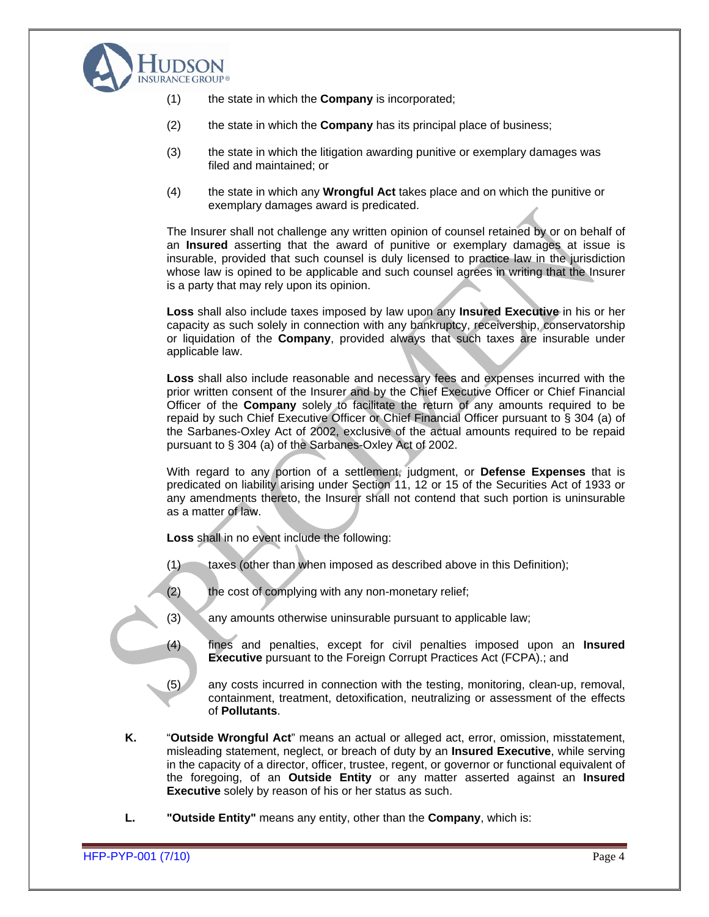(1) the state in which the **Company** is incorporated;

(2) the state in which the **Company** has its principal place of business;

(3) the state in which the litigation awarding punitive or exemplary damages was filed and maintained; or

(4) the state in which any **Wrongful Act** takes place and on which the punitive or exemplary damages award is predicated.

The Insurer shall not challenge any written opinion of counsel retained by or on behalf of an **Insured** asserting that the award of punitive or exemplary damages at issue is insurable, provided that such counsel is duly licensed to practice law in the jurisdiction whose law is opined to be applicable and such counsel agrees in writing that the Insurer is a party that may rely upon its opinion.

**Loss** shall also include taxes imposed by law upon any **Insured Executive** in his or her capacity as such solely in connection with any bankruptcy, receivership, conservatorship or liquidation of the **Company**, provided always that such taxes are insurable under applicable law.

**Loss** shall also include reasonable and necessary fees and expenses incurred with the prior written consent of the Insurer and by the Chief Executive Officer or Chief Financial Officer of the **Company** solely to facilitate the return of any amounts required to be repaid by such Chief Executive Officer or Chief Financial Officer pursuant to § 304 (a) of the Sarbanes-Oxley Act of 2002, exclusive of the actual amounts required to be repaid pursuant to § 304 (a) of the Sarbanes-Oxley Act of 2002.

With regard to any portion of a settlement, judgment, or **Defense Expenses** that is predicated on liability arising under Section 11, 12 or 15 of the Securities Act of 1933 or any amendments thereto, the Insurer shall not contend that such portion is uninsurable as a matter of law.

**Loss** shall in no event include the following:

(1) taxes (other than when imposed as described above in this Definition);

(2) the cost of complying with any non-monetary relief;

(3) any amounts otherwise uninsurable pursuant to applicable law;

(4) fines and penalties, except for civil penalties imposed upon an **Insured Executive** pursuant to the Foreign Corrupt Practices Act (FCPA).; and

(5) any costs incurred in connection with the testing, monitoring, clean-up, removal, containment, treatment, detoxification, neutralizing or assessment of the effects of **Pollutants**.

**K.** "**Outside Wrongful Act**" means an actual or alleged act, error, omission, misstatement, misleading statement, neglect, or breach of duty by an **Insured Executive**, while serving in the capacity of a director, officer, trustee, regent, or governor or functional equivalent of the foregoing, of an **Outside Entity** or any matter asserted against an **Insured Executive** solely by reason of his or her status as such.

**L.** **"Outside Entity"** means any entity, other than the **Company**, which is: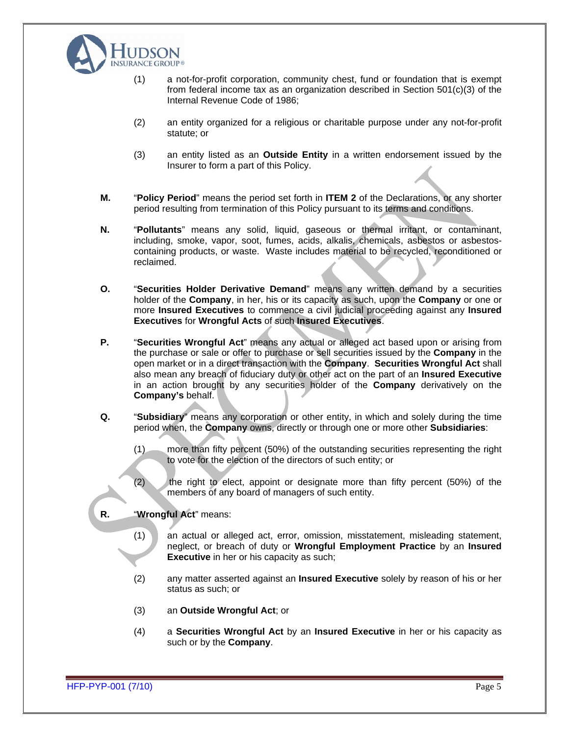(1) a not-for-profit corporation, community chest, fund or foundation that is exempt from federal income tax as an organization described in Section 501(c)(3) of the Internal Revenue Code of 1986;

(2) an entity organized for a religious or charitable purpose under any not-for-profit statute; or

(3) an entity listed as an **Outside Entity** in a written endorsement issued by the Insurer to form a part of this Policy.

**M.** "**Policy Period**" means the period set forth in **ITEM 2** of the Declarations, or any shorter period resulting from termination of this Policy pursuant to its terms and conditions.

**N.** "**Pollutants**" means any solid, liquid, gaseous or thermal irritant, or contaminant, including, smoke, vapor, soot, fumes, acids, alkalis, chemicals, asbestos or asbestos-containing products, or waste. Waste includes material to be recycled, reconditioned or reclaimed.

**O.** "**Securities Holder Derivative Demand**" means any written demand by a securities holder of the **Company**, in her, his or its capacity as such, upon the **Company** or one or more **Insured Executives** to commence a civil judicial proceeding against any **Insured Executives** for **Wrongful Acts** of such **Insured Executives**.

**P.** "**Securities Wrongful Act**" means any actual or alleged act based upon or arising from the purchase or sale or offer to purchase or sell securities issued by the **Company** in the open market or in a direct transaction with the **Company**. **Securities Wrongful Act** shall also mean any breach of fiduciary duty or other act on the part of an **Insured Executive** in an action brought by any securities holder of the **Company** derivatively on the **Company's** behalf.

**Q.** "**Subsidiary**" means any corporation or other entity, in which and solely during the time period when, the **Company** owns, directly or through one or more other **Subsidiaries**:

(1) more than fifty percent (50%) of the outstanding securities representing the right to vote for the election of the directors of such entity; or

(2) the right to elect, appoint or designate more than fifty percent (50%) of the members of any board of managers of such entity.

**R.** "**Wrongful Act**" means:

(1) an actual or alleged act, error, omission, misstatement, misleading statement, neglect, or breach of duty or **Wrongful Employment Practice** by an **Insured Executive** in her or his capacity as such;

(2) any matter asserted against an **Insured Executive** solely by reason of his or her status as such; or

(3) an **Outside Wrongful Act**; or

(4) a **Securities Wrongful Act** by an **Insured Executive** in her or his capacity as such or by the **Company**.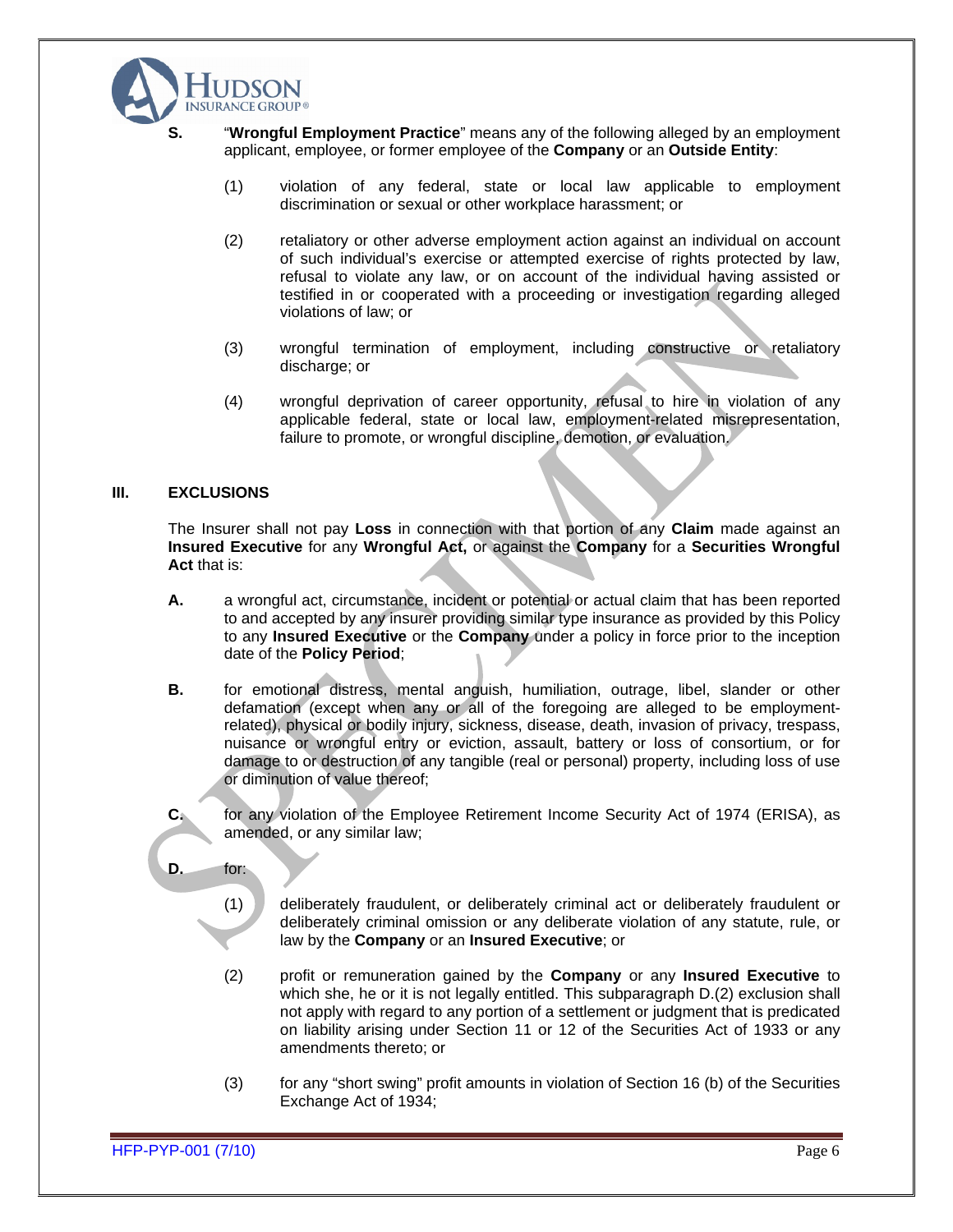**S.** "**Wrongful Employment Practice**" means any of the following alleged by an employment applicant, employee, or former employee of the **Company** or an **Outside Entity**:

(1) violation of any federal, state or local law applicable to employment discrimination or sexual or other workplace harassment; or

(2) retaliatory or other adverse employment action against an individual on account of such individual's exercise or attempted exercise of rights protected by law, refusal to violate any law, or on account of the individual having assisted or testified in or cooperated with a proceeding or investigation regarding alleged violations of law; or

(3) wrongful termination of employment, including constructive or retaliatory discharge; or

(4) wrongful deprivation of career opportunity, refusal to hire in violation of any applicable federal, state or local law, employment-related misrepresentation, failure to promote, or wrongful discipline, demotion, or evaluation.

## III. EXCLUSIONS

The Insurer shall not pay **Loss** in connection with that portion of any **Claim** made against an **Insured Executive** for any **Wrongful Act,** or against the **Company** for a **Securities Wrongful Act** that is:

**A.** a wrongful act, circumstance, incident or potential or actual claim that has been reported to and accepted by any insurer providing similar type insurance as provided by this Policy to any **Insured Executive** or the **Company** under a policy in force prior to the inception date of the **Policy Period**;

**B.** for emotional distress, mental anguish, humiliation, outrage, libel, slander or other defamation (except when any or all of the foregoing are alleged to be employment-related), physical or bodily injury, sickness, disease, death, invasion of privacy, trespass, nuisance or wrongful entry or eviction, assault, battery or loss of consortium, or for damage to or destruction of any tangible (real or personal) property, including loss of use or diminution of value thereof;

**C.** for any violation of the Employee Retirement Income Security Act of 1974 (ERISA), as amended, or any similar law;

**D.** for:

(1) deliberately fraudulent, or deliberately criminal act or deliberately fraudulent or deliberately criminal omission or any deliberate violation of any statute, rule, or law by the **Company** or an **Insured Executive**; or

(2) profit or remuneration gained by the **Company** or any **Insured Executive** to which she, he or it is not legally entitled. This subparagraph D.(2) exclusion shall not apply with regard to any portion of a settlement or judgment that is predicated on liability arising under Section 11 or 12 of the Securities Act of 1933 or any amendments thereto; or

(3) for any "short swing" profit amounts in violation of Section 16 (b) of the Securities Exchange Act of 1934;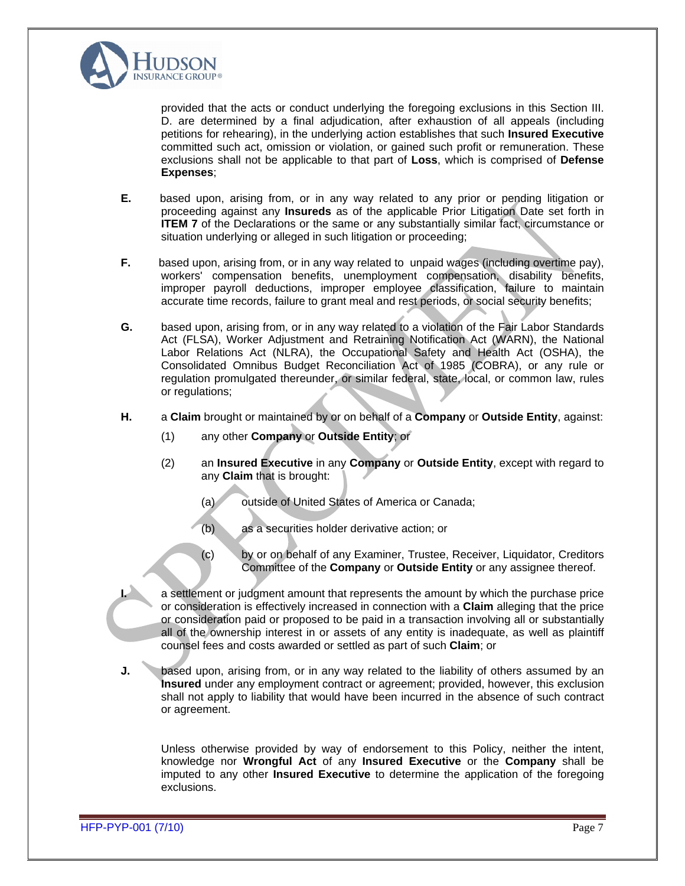provided that the acts or conduct underlying the foregoing exclusions in this Section III. D. are determined by a final adjudication, after exhaustion of all appeals (including petitions for rehearing), in the underlying action establishes that such **Insured Executive** committed such act, omission or violation, or gained such profit or remuneration. These exclusions shall not be applicable to that part of **Loss**, which is comprised of **Defense Expenses**;

**E.** based upon, arising from, or in any way related to any prior or pending litigation or proceeding against any **Insureds** as of the applicable Prior Litigation Date set forth in **ITEM 7** of the Declarations or the same or any substantially similar fact, circumstance or situation underlying or alleged in such litigation or proceeding;

**F.** based upon, arising from, or in any way related to unpaid wages (including overtime pay), workers' compensation benefits, unemployment compensation, disability benefits, improper payroll deductions, improper employee classification, failure to maintain accurate time records, failure to grant meal and rest periods, or social security benefits;

**G.** based upon, arising from, or in any way related to a violation of the Fair Labor Standards Act (FLSA), Worker Adjustment and Retraining Notification Act (WARN), the National Labor Relations Act (NLRA), the Occupational Safety and Health Act (OSHA), the Consolidated Omnibus Budget Reconciliation Act of 1985 (COBRA), or any rule or regulation promulgated thereunder, or similar federal, state, local, or common law, rules or regulations;

**H.** a **Claim** brought or maintained by or on behalf of a **Company** or **Outside Entity**, against:

(1) any other **Company** or **Outside Entity**; or

(2) an **Insured Executive** in any **Company** or **Outside Entity**, except with regard to any **Claim** that is brought:

(a) outside of United States of America or Canada;

(b) as a securities holder derivative action; or

(c) by or on behalf of any Examiner, Trustee, Receiver, Liquidator, Creditors Committee of the **Company** or **Outside Entity** or any assignee thereof.

**I.** a settlement or judgment amount that represents the amount by which the purchase price or consideration is effectively increased in connection with a **Claim** alleging that the price or consideration paid or proposed to be paid in a transaction involving all or substantially all of the ownership interest in or assets of any entity is inadequate, as well as plaintiff counsel fees and costs awarded or settled as part of such **Claim**; or

**J.** based upon, arising from, or in any way related to the liability of others assumed by an **Insured** under any employment contract or agreement; provided, however, this exclusion shall not apply to liability that would have been incurred in the absence of such contract or agreement.

Unless otherwise provided by way of endorsement to this Policy, neither the intent, knowledge nor **Wrongful Act** of any **Insured Executive** or the **Company** shall be imputed to any other **Insured Executive** to determine the application of the foregoing exclusions.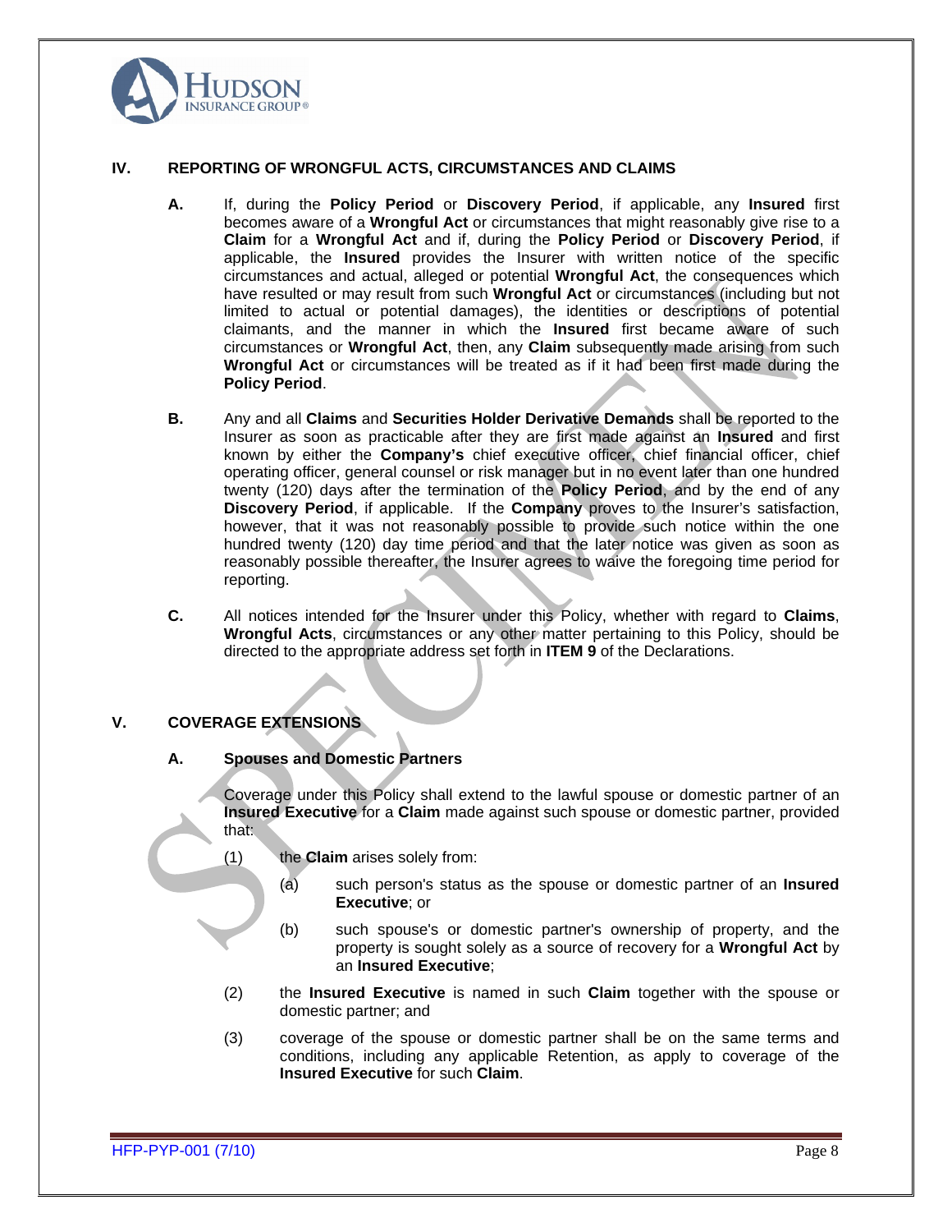## IV. REPORTING OF WRONGFUL ACTS, CIRCUMSTANCES AND CLAIMS

**A.** If, during the **Policy Period** or **Discovery Period**, if applicable, any **Insured** first becomes aware of a **Wrongful Act** or circumstances that might reasonably give rise to a **Claim** for a **Wrongful Act** and if, during the **Policy Period** or **Discovery Period**, if applicable, the **Insured** provides the Insurer with written notice of the specific circumstances and actual, alleged or potential **Wrongful Act**, the consequences which have resulted or may result from such **Wrongful Act** or circumstances (including but not limited to actual or potential damages), the identities or descriptions of potential claimants, and the manner in which the **Insured** first became aware of such circumstances or **Wrongful Act**, then, any **Claim** subsequently made arising from such **Wrongful Act** or circumstances will be treated as if it had been first made during the **Policy Period**.

**B.** Any and all **Claims** and **Securities Holder Derivative Demands** shall be reported to the Insurer as soon as practicable after they are first made against an **Insured** and first known by either the **Company's** chief executive officer, chief financial officer, chief operating officer, general counsel or risk manager but in no event later than one hundred twenty (120) days after the termination of the **Policy Period**, and by the end of any **Discovery Period**, if applicable. If the **Company** proves to the Insurer's satisfaction, however, that it was not reasonably possible to provide such notice within the one hundred twenty (120) day time period and that the later notice was given as soon as reasonably possible thereafter, the Insurer agrees to waive the foregoing time period for reporting.

**C.** All notices intended for the Insurer under this Policy, whether with regard to **Claims**, **Wrongful Acts**, circumstances or any other matter pertaining to this Policy, should be directed to the appropriate address set forth in **ITEM 9** of the Declarations.

## V. COVERAGE EXTENSIONS

### A. Spouses and Domestic Partners

Coverage under this Policy shall extend to the lawful spouse or domestic partner of an **Insured Executive** for a **Claim** made against such spouse or domestic partner, provided that:

(1) the **Claim** arises solely from:

  (a) such person's status as the spouse or domestic partner of an **Insured Executive**; or

  (b) such spouse's or domestic partner's ownership of property, and the property is sought solely as a source of recovery for a **Wrongful Act** by an **Insured Executive**;

(2) the **Insured Executive** is named in such **Claim** together with the spouse or domestic partner; and

(3) coverage of the spouse or domestic partner shall be on the same terms and conditions, including any applicable Retention, as apply to coverage of the **Insured Executive** for such **Claim**.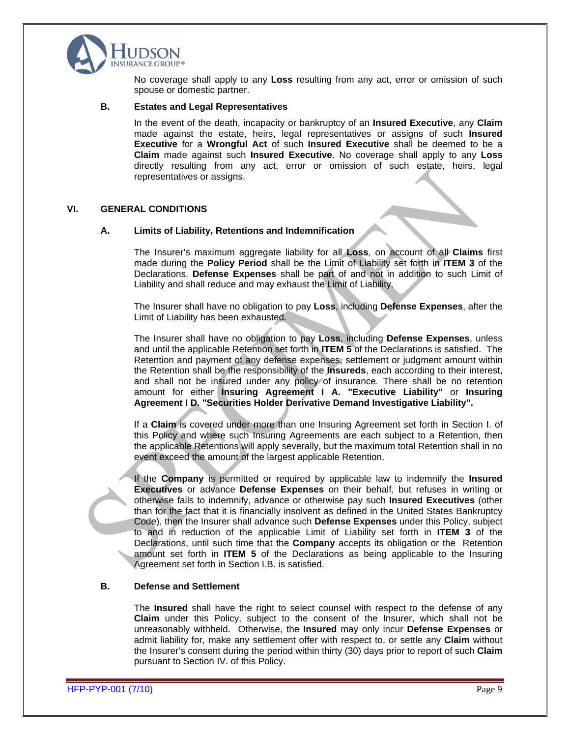No coverage shall apply to any **Loss** resulting from any act, error or omission of such spouse or domestic partner.

**B. Estates and Legal Representatives**

In the event of the death, incapacity or bankruptcy of an **Insured Executive**, any **Claim** made against the estate, heirs, legal representatives or assigns of such **Insured Executive** for a **Wrongful Act** of such **Insured Executive** shall be deemed to be a **Claim** made against such **Insured Executive**. No coverage shall apply to any **Loss** directly resulting from any act, error or omission of such estate, heirs, legal representatives or assigns.

## VI. GENERAL CONDITIONS

### A. Limits of Liability, Retentions and Indemnification

The Insurer's maximum aggregate liability for all **Loss**, on account of all **Claims** first made during the **Policy Period** shall be the Limit of Liability set forth in **ITEM 3** of the Declarations. **Defense Expenses** shall be part of and not in addition to such Limit of Liability and shall reduce and may exhaust the Limit of Liability.

The Insurer shall have no obligation to pay **Loss**, including **Defense Expenses**, after the Limit of Liability has been exhausted.

The Insurer shall have no obligation to pay **Loss**, including **Defense Expenses**, unless and until the applicable Retention set forth in **ITEM 5** of the Declarations is satisfied. The Retention and payment of any defense expenses, settlement or judgment amount within the Retention shall be the responsibility of the **Insureds**, each according to their interest, and shall not be insured under any policy of insurance. There shall be no retention amount for either **Insuring Agreement I A. "Executive Liability"** or **Insuring Agreement I D. "Securities Holder Derivative Demand Investigative Liability".**

If a **Claim** is covered under more than one Insuring Agreement set forth in Section I. of this Policy and where such Insuring Agreements are each subject to a Retention, then the applicable Retentions will apply severally, but the maximum total Retention shall in no event exceed the amount of the largest applicable Retention.

If the **Company** is permitted or required by applicable law to indemnify the **Insured Executives** or advance **Defense Expenses** on their behalf, but refuses in writing or otherwise fails to indemnify, advance or otherwise pay such **Insured Executives** (other than for the fact that it is financially insolvent as defined in the United States Bankruptcy Code), then the Insurer shall advance such **Defense Expenses** under this Policy, subject to and in reduction of the applicable Limit of Liability set forth in **ITEM 3** of the Declarations, until such time that the **Company** accepts its obligation or the Retention amount set forth in **ITEM 5** of the Declarations as being applicable to the Insuring Agreement set forth in Section I.B. is satisfied.

### B. Defense and Settlement

The **Insured** shall have the right to select counsel with respect to the defense of any **Claim** under this Policy, subject to the consent of the Insurer, which shall not be unreasonably withheld. Otherwise, the **Insured** may only incur **Defense Expenses** or admit liability for, make any settlement offer with respect to, or settle any **Claim** without the Insurer's consent during the period within thirty (30) days prior to report of such **Claim** pursuant to Section IV. of this Policy.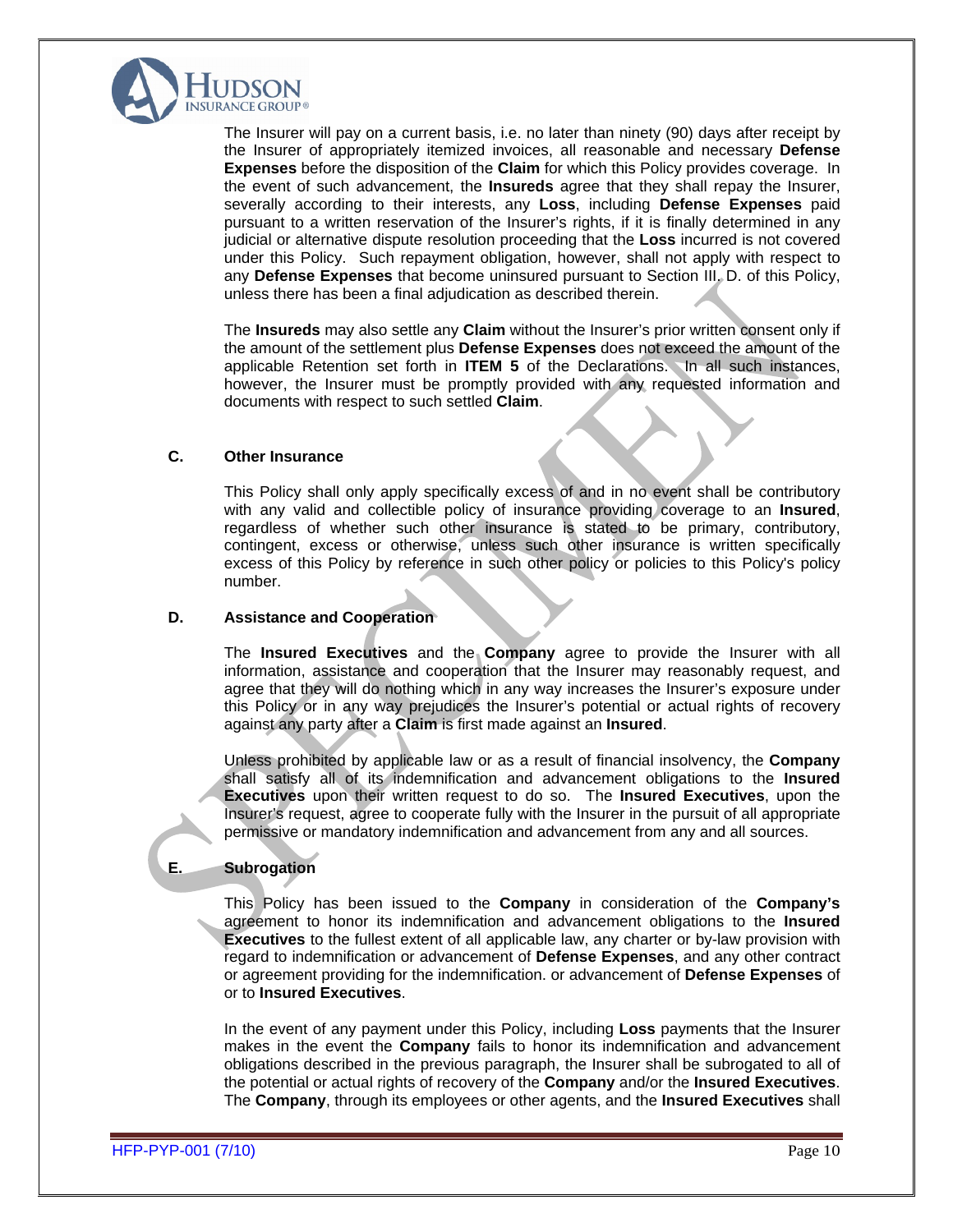The Insurer will pay on a current basis, i.e. no later than ninety (90) days after receipt by the Insurer of appropriately itemized invoices, all reasonable and necessary **Defense Expenses** before the disposition of the **Claim** for which this Policy provides coverage. In the event of such advancement, the **Insureds** agree that they shall repay the Insurer, severally according to their interests, any **Loss**, including **Defense Expenses** paid pursuant to a written reservation of the Insurer's rights, if it is finally determined in any judicial or alternative dispute resolution proceeding that the **Loss** incurred is not covered under this Policy. Such repayment obligation, however, shall not apply with respect to any **Defense Expenses** that become uninsured pursuant to Section III. D. of this Policy, unless there has been a final adjudication as described therein.

The **Insureds** may also settle any **Claim** without the Insurer's prior written consent only if the amount of the settlement plus **Defense Expenses** does not exceed the amount of the applicable Retention set forth in **ITEM 5** of the Declarations. In all such instances, however, the Insurer must be promptly provided with any requested information and documents with respect to such settled **Claim**.

**C. Other Insurance**

This Policy shall only apply specifically excess of and in no event shall be contributory with any valid and collectible policy of insurance providing coverage to an **Insured**, regardless of whether such other insurance is stated to be primary, contributory, contingent, excess or otherwise, unless such other insurance is written specifically excess of this Policy by reference in such other policy or policies to this Policy's policy number.

**D. Assistance and Cooperation**

The **Insured Executives** and the **Company** agree to provide the Insurer with all information, assistance and cooperation that the Insurer may reasonably request, and agree that they will do nothing which in any way increases the Insurer's exposure under this Policy or in any way prejudices the Insurer's potential or actual rights of recovery against any party after a **Claim** is first made against an **Insured**.

Unless prohibited by applicable law or as a result of financial insolvency, the **Company** shall satisfy all of its indemnification and advancement obligations to the **Insured Executives** upon their written request to do so. The **Insured Executives**, upon the Insurer's request, agree to cooperate fully with the Insurer in the pursuit of all appropriate permissive or mandatory indemnification and advancement from any and all sources.

**E. Subrogation**

This Policy has been issued to the **Company** in consideration of the **Company's** agreement to honor its indemnification and advancement obligations to the **Insured Executives** to the fullest extent of all applicable law, any charter or by-law provision with regard to indemnification or advancement of **Defense Expenses**, and any other contract or agreement providing for the indemnification. or advancement of **Defense Expenses** of or to **Insured Executives**.

In the event of any payment under this Policy, including **Loss** payments that the Insurer makes in the event the **Company** fails to honor its indemnification and advancement obligations described in the previous paragraph, the Insurer shall be subrogated to all of the potential or actual rights of recovery of the **Company** and/or the **Insured Executives**. The **Company**, through its employees or other agents, and the **Insured Executives** shall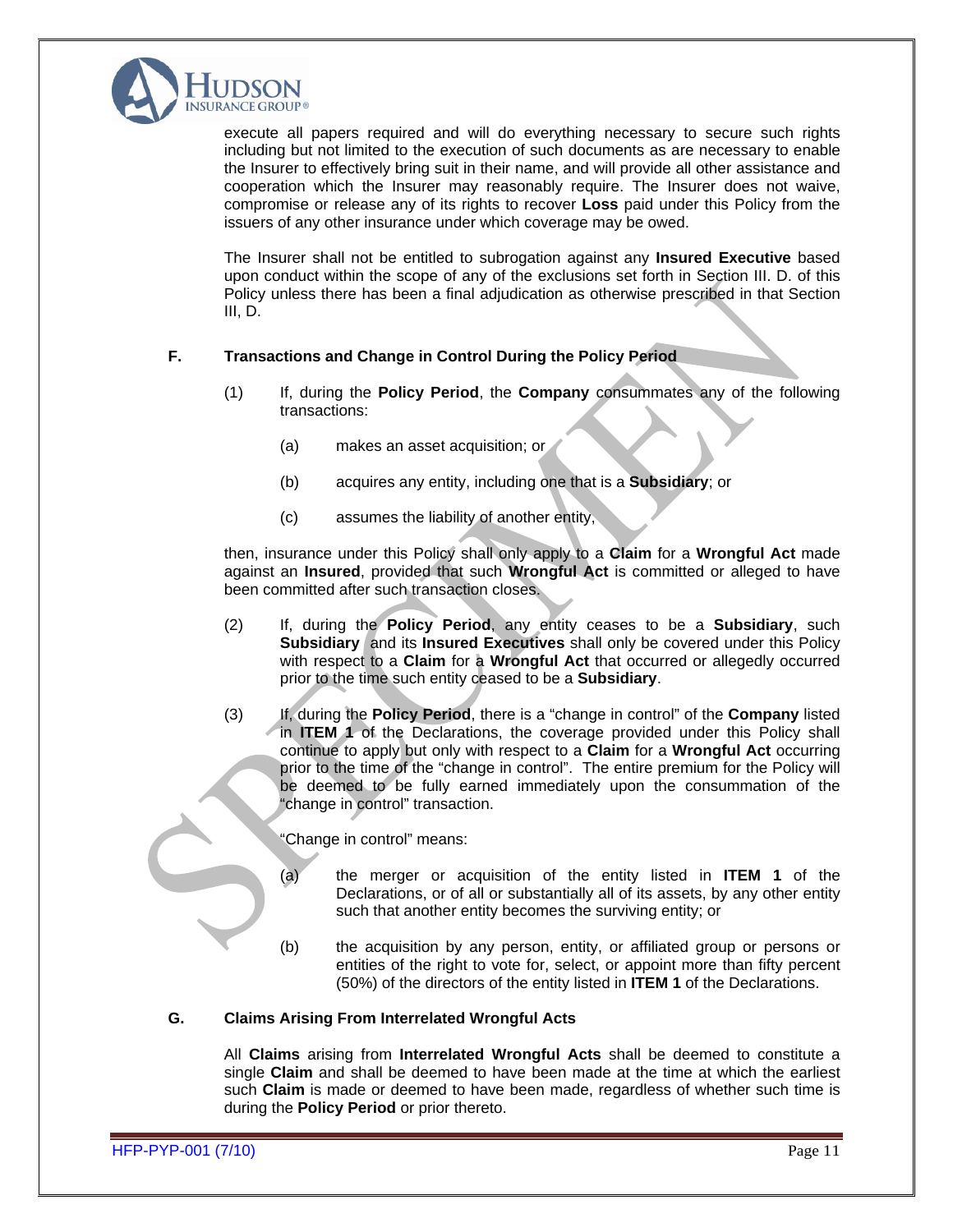execute all papers required and will do everything necessary to secure such rights including but not limited to the execution of such documents as are necessary to enable the Insurer to effectively bring suit in their name, and will provide all other assistance and cooperation which the Insurer may reasonably require. The Insurer does not waive, compromise or release any of its rights to recover **Loss** paid under this Policy from the issuers of any other insurance under which coverage may be owed.

The Insurer shall not be entitled to subrogation against any **Insured Executive** based upon conduct within the scope of any of the exclusions set forth in Section III. D. of this Policy unless there has been a final adjudication as otherwise prescribed in that Section III, D.

**F. Transactions and Change in Control During the Policy Period**

(1) If, during the **Policy Period**, the **Company** consummates any of the following transactions:

(a) makes an asset acquisition; or

(b) acquires any entity, including one that is a **Subsidiary**; or

(c) assumes the liability of another entity,

then, insurance under this Policy shall only apply to a **Claim** for a **Wrongful Act** made against an **Insured**, provided that such **Wrongful Act** is committed or alleged to have been committed after such transaction closes.

(2) If, during the **Policy Period**, any entity ceases to be a **Subsidiary**, such **Subsidiary** and its **Insured Executives** shall only be covered under this Policy with respect to a **Claim** for a **Wrongful Act** that occurred or allegedly occurred prior to the time such entity ceased to be a **Subsidiary**.

(3) If, during the **Policy Period**, there is a "change in control" of the **Company** listed in **ITEM 1** of the Declarations, the coverage provided under this Policy shall continue to apply but only with respect to a **Claim** for a **Wrongful Act** occurring prior to the time of the "change in control". The entire premium for the Policy will be deemed to be fully earned immediately upon the consummation of the "change in control" transaction.

"Change in control" means:

(a) the merger or acquisition of the entity listed in **ITEM 1** of the Declarations, or of all or substantially all of its assets, by any other entity such that another entity becomes the surviving entity; or

(b) the acquisition by any person, entity, or affiliated group or persons or entities of the right to vote for, select, or appoint more than fifty percent (50%) of the directors of the entity listed in **ITEM 1** of the Declarations.

**G. Claims Arising From Interrelated Wrongful Acts**

All **Claims** arising from **Interrelated Wrongful Acts** shall be deemed to constitute a single **Claim** and shall be deemed to have been made at the time at which the earliest such **Claim** is made or deemed to have been made, regardless of whether such time is during the **Policy Period** or prior thereto.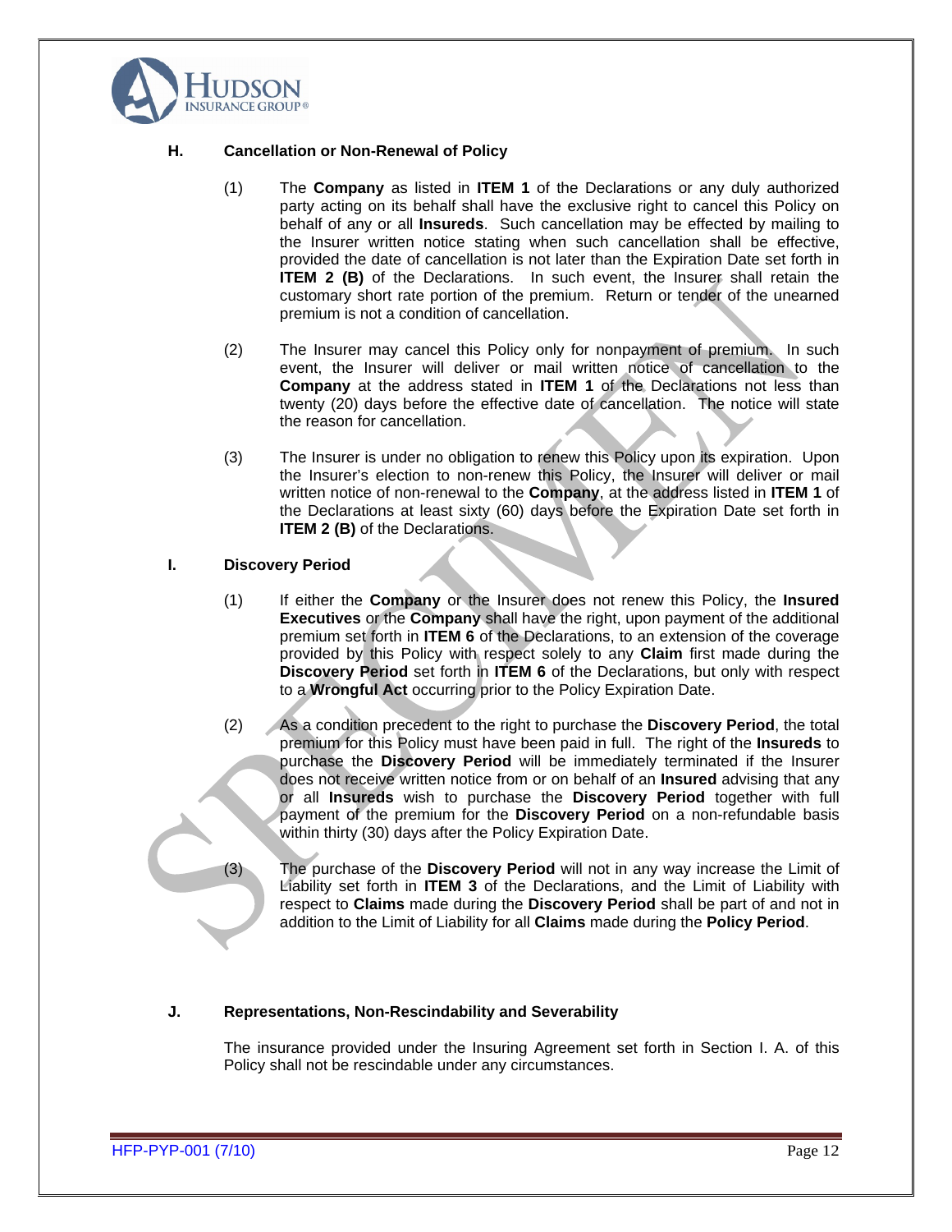## H. Cancellation or Non-Renewal of Policy

(1) The **Company** as listed in **ITEM 1** of the Declarations or any duly authorized party acting on its behalf shall have the exclusive right to cancel this Policy on behalf of any or all **Insureds**. Such cancellation may be effected by mailing to the Insurer written notice stating when such cancellation shall be effective, provided the date of cancellation is not later than the Expiration Date set forth in **ITEM 2 (B)** of the Declarations. In such event, the Insurer shall retain the customary short rate portion of the premium. Return or tender of the unearned premium is not a condition of cancellation.

(2) The Insurer may cancel this Policy only for nonpayment of premium. In such event, the Insurer will deliver or mail written notice of cancellation to the **Company** at the address stated in **ITEM 1** of the Declarations not less than twenty (20) days before the effective date of cancellation. The notice will state the reason for cancellation.

(3) The Insurer is under no obligation to renew this Policy upon its expiration. Upon the Insurer's election to non-renew this Policy, the Insurer will deliver or mail written notice of non-renewal to the **Company**, at the address listed in **ITEM 1** of the Declarations at least sixty (60) days before the Expiration Date set forth in **ITEM 2 (B)** of the Declarations.

## I. Discovery Period

(1) If either the **Company** or the Insurer does not renew this Policy, the **Insured Executives** or the **Company** shall have the right, upon payment of the additional premium set forth in **ITEM 6** of the Declarations, to an extension of the coverage provided by this Policy with respect solely to any **Claim** first made during the **Discovery Period** set forth in **ITEM 6** of the Declarations, but only with respect to a **Wrongful Act** occurring prior to the Policy Expiration Date.

(2) As a condition precedent to the right to purchase the **Discovery Period**, the total premium for this Policy must have been paid in full. The right of the **Insureds** to purchase the **Discovery Period** will be immediately terminated if the Insurer does not receive written notice from or on behalf of an **Insured** advising that any or all **Insureds** wish to purchase the **Discovery Period** together with full payment of the premium for the **Discovery Period** on a non-refundable basis within thirty (30) days after the Policy Expiration Date.

(3) The purchase of the **Discovery Period** will not in any way increase the Limit of Liability set forth in **ITEM 3** of the Declarations, and the Limit of Liability with respect to **Claims** made during the **Discovery Period** shall be part of and not in addition to the Limit of Liability for all **Claims** made during the **Policy Period**.

## J. Representations, Non-Rescindability and Severability

The insurance provided under the Insuring Agreement set forth in Section I. A. of this Policy shall not be rescindable under any circumstances.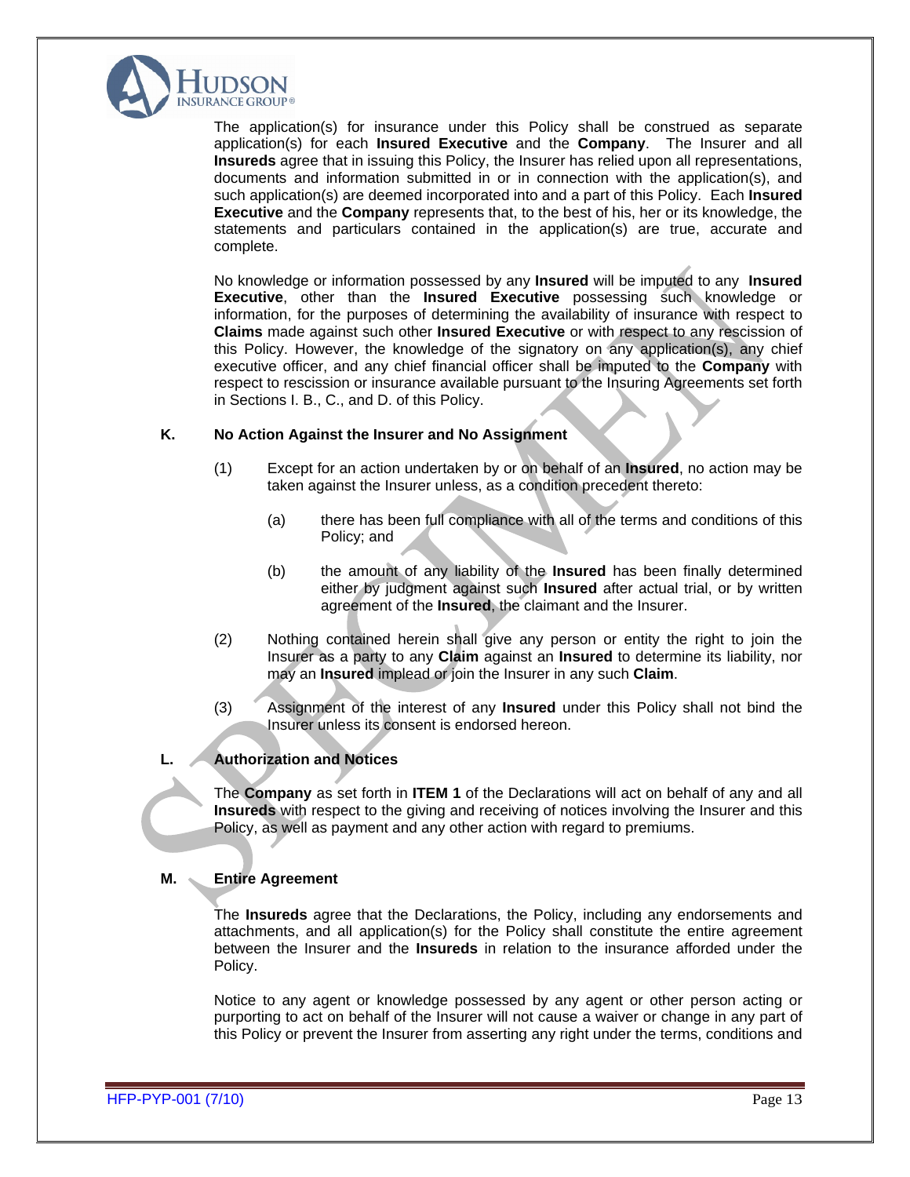The application(s) for insurance under this Policy shall be construed as separate application(s) for each **Insured Executive** and the **Company**. The Insurer and all **Insureds** agree that in issuing this Policy, the Insurer has relied upon all representations, documents and information submitted in or in connection with the application(s), and such application(s) are deemed incorporated into and a part of this Policy. Each **Insured Executive** and the **Company** represents that, to the best of his, her or its knowledge, the statements and particulars contained in the application(s) are true, accurate and complete.

No knowledge or information possessed by any **Insured** will be imputed to any **Insured Executive**, other than the **Insured Executive** possessing such knowledge or information, for the purposes of determining the availability of insurance with respect to **Claims** made against such other **Insured Executive** or with respect to any rescission of this Policy. However, the knowledge of the signatory on any application(s), any chief executive officer, and any chief financial officer shall be imputed to the **Company** with respect to rescission or insurance available pursuant to the Insuring Agreements set forth in Sections I. B., C., and D. of this Policy.

### K. No Action Against the Insurer and No Assignment

(1) Except for an action undertaken by or on behalf of an **Insured**, no action may be taken against the Insurer unless, as a condition precedent thereto:

   (a) there has been full compliance with all of the terms and conditions of this Policy; and

   (b) the amount of any liability of the **Insured** has been finally determined either by judgment against such **Insured** after actual trial, or by written agreement of the **Insured**, the claimant and the Insurer.

(2) Nothing contained herein shall give any person or entity the right to join the Insurer as a party to any **Claim** against an **Insured** to determine its liability, nor may an **Insured** implead or join the Insurer in any such **Claim**.

(3) Assignment of the interest of any **Insured** under this Policy shall not bind the Insurer unless its consent is endorsed hereon.

### L. Authorization and Notices

The **Company** as set forth in **ITEM 1** of the Declarations will act on behalf of any and all **Insureds** with respect to the giving and receiving of notices involving the Insurer and this Policy, as well as payment and any other action with regard to premiums.

### M. Entire Agreement

The **Insureds** agree that the Declarations, the Policy, including any endorsements and attachments, and all application(s) for the Policy shall constitute the entire agreement between the Insurer and the **Insureds** in relation to the insurance afforded under the Policy.

Notice to any agent or knowledge possessed by any agent or other person acting or purporting to act on behalf of the Insurer will not cause a waiver or change in any part of this Policy or prevent the Insurer from asserting any right under the terms, conditions and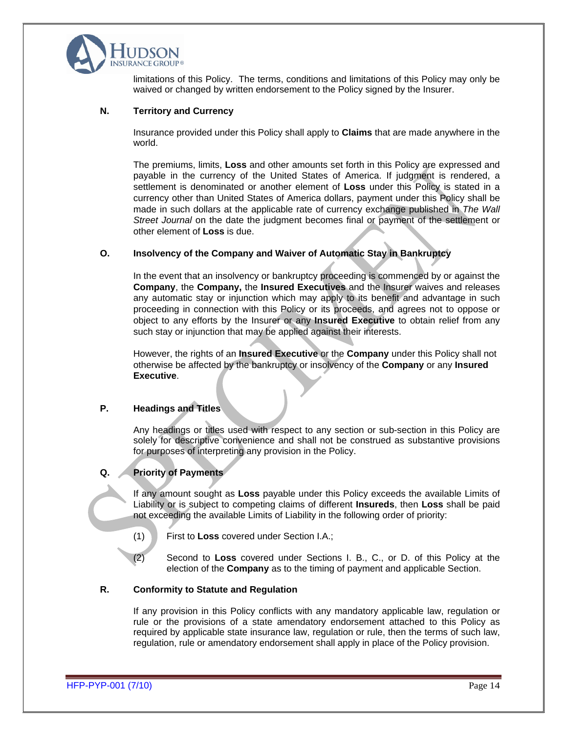limitations of this Policy. The terms, conditions and limitations of this Policy may only be waived or changed by written endorsement to the Policy signed by the Insurer.

**N. Territory and Currency**

Insurance provided under this Policy shall apply to **Claims** that are made anywhere in the world.

The premiums, limits, **Loss** and other amounts set forth in this Policy are expressed and payable in the currency of the United States of America. If judgment is rendered, a settlement is denominated or another element of **Loss** under this Policy is stated in a currency other than United States of America dollars, payment under this Policy shall be made in such dollars at the applicable rate of currency exchange published in *The Wall Street Journal* on the date the judgment becomes final or payment of the settlement or other element of **Loss** is due.

**O. Insolvency of the Company and Waiver of Automatic Stay in Bankruptcy**

In the event that an insolvency or bankruptcy proceeding is commenced by or against the **Company**, the **Company,** the **Insured Executives** and the Insurer waives and releases any automatic stay or injunction which may apply to its benefit and advantage in such proceeding in connection with this Policy or its proceeds, and agrees not to oppose or object to any efforts by the Insurer or any **Insured Executive** to obtain relief from any such stay or injunction that may be applied against their interests.

However, the rights of an **Insured Executive** or the **Company** under this Policy shall not otherwise be affected by the bankruptcy or insolvency of the **Company** or any **Insured Executive**.

**P. Headings and Titles**

Any headings or titles used with respect to any section or sub-section in this Policy are solely for descriptive convenience and shall not be construed as substantive provisions for purposes of interpreting any provision in the Policy.

**Q. Priority of Payments**

If any amount sought as **Loss** payable under this Policy exceeds the available Limits of Liability or is subject to competing claims of different **Insureds**, then **Loss** shall be paid not exceeding the available Limits of Liability in the following order of priority:

(1) First to **Loss** covered under Section I.A.;

(2) Second to **Loss** covered under Sections I. B., C., or D. of this Policy at the election of the **Company** as to the timing of payment and applicable Section.

**R. Conformity to Statute and Regulation**

If any provision in this Policy conflicts with any mandatory applicable law, regulation or rule or the provisions of a state amendatory endorsement attached to this Policy as required by applicable state insurance law, regulation or rule, then the terms of such law, regulation, rule or amendatory endorsement shall apply in place of the Policy provision.